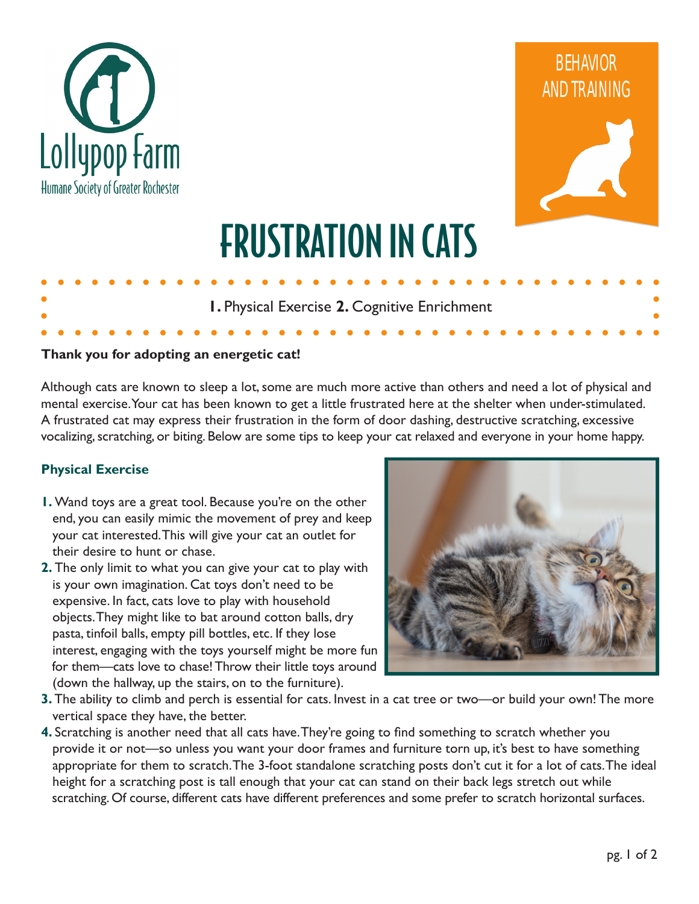Lollypop Farm
Humane Society of Greater Rochester

BEHAVIOR AND TRAINING

# FRUSTRATION IN CATS

**1.** Physical Exercise **2.** Cognitive Enrichment

**Thank you for adopting an energetic cat!**

Although cats are known to sleep a lot, some are much more active than others and need a lot of physical and mental exercise. Your cat has been known to get a little frustrated here at the shelter when under-stimulated. A frustrated cat may express their frustration in the form of door dashing, destructive scratching, excessive vocalizing, scratching, or biting. Below are some tips to keep your cat relaxed and everyone in your home happy.

## Physical Exercise

1. Wand toys are a great tool. Because you're on the other end, you can easily mimic the movement of prey and keep your cat interested. This will give your cat an outlet for their desire to hunt or chase.
2. The only limit to what you can give your cat to play with is your own imagination. Cat toys don't need to be expensive. In fact, cats love to play with household objects. They might like to bat around cotton balls, dry pasta, tinfoil balls, empty pill bottles, etc. If they lose interest, engaging with the toys yourself might be more fun for them—cats love to chase! Throw their little toys around (down the hallway, up the stairs, on to the furniture).
3. The ability to climb and perch is essential for cats. Invest in a cat tree or two—or build your own! The more vertical space they have, the better.
4. Scratching is another need that all cats have. They're going to find something to scratch whether you provide it or not—so unless you want your door frames and furniture torn up, it's best to have something appropriate for them to scratch. The 3-foot standalone scratching posts don't cut it for a lot of cats. The ideal height for a scratching post is tall enough that your cat can stand on their back legs stretch out while scratching. Of course, different cats have different preferences and some prefer to scratch horizontal surfaces.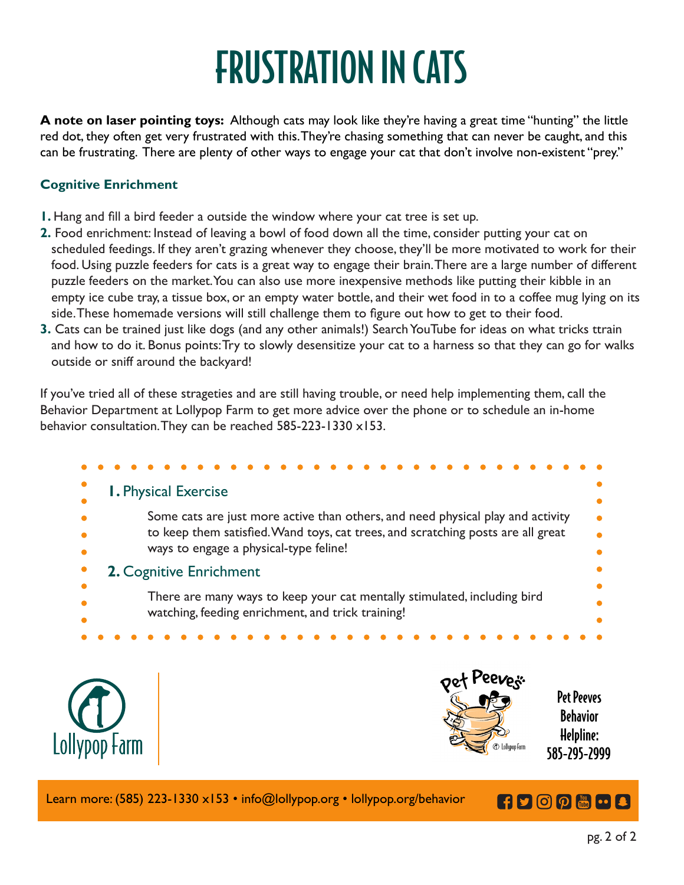# FRUSTRATION IN CATS

**A note on laser pointing toys:** Although cats may look like they're having a great time "hunting" the little red dot, they often get very frustrated with this. They're chasing something that can never be caught, and this can be frustrating. There are plenty of other ways to engage your cat that don't involve non-existent "prey."

### Cognitive Enrichment

1. Hang and fill a bird feeder a outside the window where your cat tree is set up.
2. Food enrichment: Instead of leaving a bowl of food down all the time, consider putting your cat on scheduled feedings. If they aren't grazing whenever they choose, they'll be more motivated to work for their food. Using puzzle feeders for cats is a great way to engage their brain. There are a large number of different puzzle feeders on the market. You can also use more inexpensive methods like putting their kibble in an empty ice cube tray, a tissue box, or an empty water bottle, and their wet food in to a coffee mug lying on its side. These homemade versions will still challenge them to figure out how to get to their food.
3. Cats can be trained just like dogs (and any other animals!) Search YouTube for ideas on what tricks ttrain and how to do it. Bonus points: Try to slowly desensitize your cat to a harness so that they can go for walks outside or sniff around the backyard!

If you've tried all of these stdrageties and are still having trouble, or need help implementing them, call the Behavior Department at Lollypop Farm to get more advice over the phone or to schedule an in-home behavior consultation. They can be reached 585-223-1330 x153.

1. Physical Exercise

   Some cats are just more active than others, and need physical play and activity to keep them satisfied. Wand toys, cat trees, and scratching posts are all great ways to engage a physical-type feline!

2. Cognitive Enrichment

   There are many ways to keep your cat mentally stimulated, including bird watching, feeding enrichment, and trick training!

Lollypop Farm

Pet Peeves Behavior Helpline: 585-295-2999

Learn more: (585) 223-1330 x153 • info@lollypop.org • lollypop.org/behavior